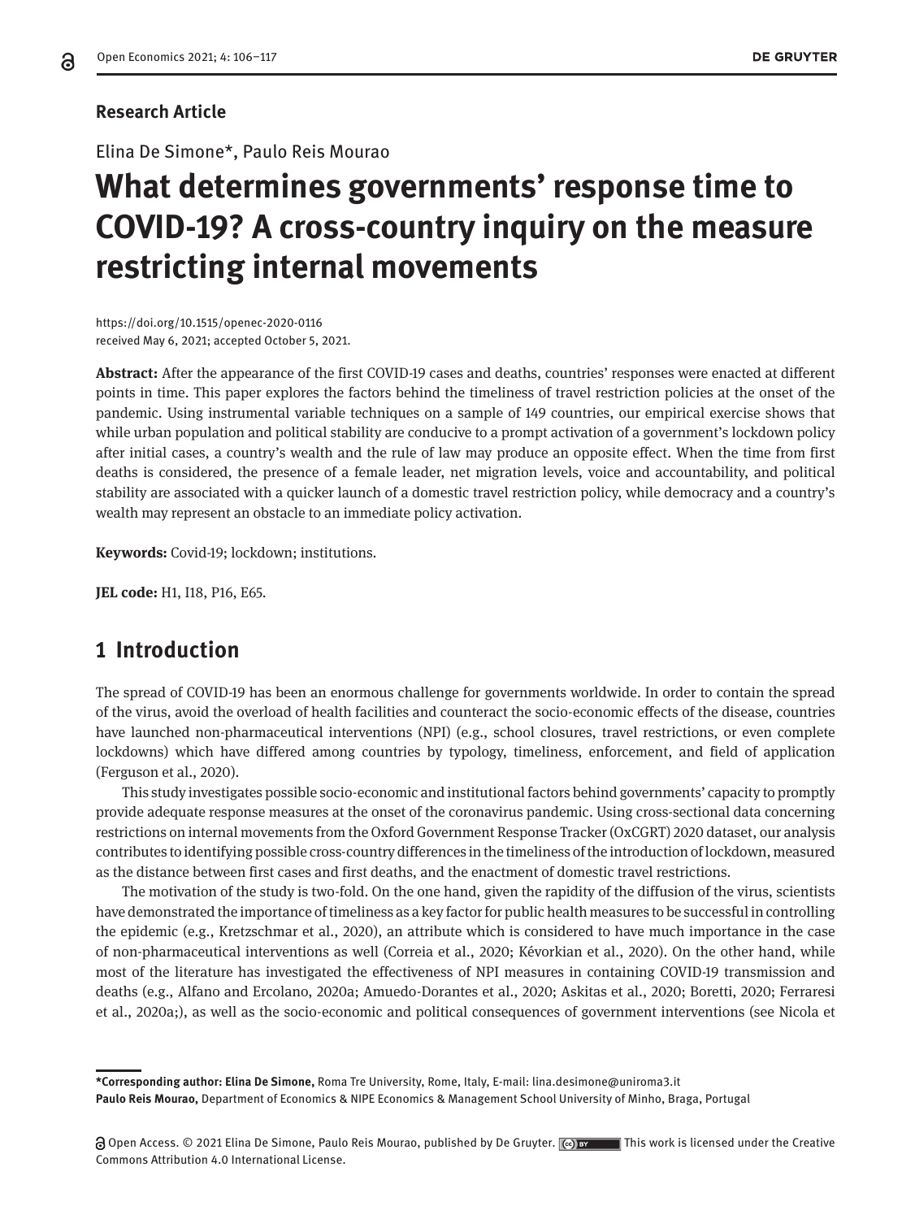**Research Article**

Elina De Simone*, Paulo Reis Mourao

# What determines governments' response time to COVID-19? A cross-country inquiry on the measure restricting internal movements

https://doi.org/10.1515/openec-2020-0116
received May 6, 2021; accepted October 5, 2021.

**Abstract:** After the appearance of the first COVID-19 cases and deaths, countries' responses were enacted at different points in time. This paper explores the factors behind the timeliness of travel restriction policies at the onset of the pandemic. Using instrumental variable techniques on a sample of 149 countries, our empirical exercise shows that while urban population and political stability are conducive to a prompt activation of a government's lockdown policy after initial cases, a country's wealth and the rule of law may produce an opposite effect. When the time from first deaths is considered, the presence of a female leader, net migration levels, voice and accountability, and political stability are associated with a quicker launch of a domestic travel restriction policy, while democracy and a country's wealth may represent an obstacle to an immediate policy activation.

**Keywords:** Covid-19; lockdown; institutions.

**JEL code:** H1, I18, P16, E65.

## 1 Introduction

The spread of COVID-19 has been an enormous challenge for governments worldwide. In order to contain the spread of the virus, avoid the overload of health facilities and counteract the socio-economic effects of the disease, countries have launched non-pharmaceutical interventions (NPI) (e.g., school closures, travel restrictions, or even complete lockdowns) which have differed among countries by typology, timeliness, enforcement, and field of application (Ferguson et al., 2020).

This study investigates possible socio-economic and institutional factors behind governments' capacity to promptly provide adequate response measures at the onset of the coronavirus pandemic. Using cross-sectional data concerning restrictions on internal movements from the Oxford Government Response Tracker (OxCGRT) 2020 dataset, our analysis contributes to identifying possible cross-country differences in the timeliness of the introduction of lockdown, measured as the distance between first cases and first deaths, and the enactment of domestic travel restrictions.

The motivation of the study is two-fold. On the one hand, given the rapidity of the diffusion of the virus, scientists have demonstrated the importance of timeliness as a key factor for public health measures to be successful in controlling the epidemic (e.g., Kretzschmar et al., 2020), an attribute which is considered to have much importance in the case of non-pharmaceutical interventions as well (Correia et al., 2020; Kévorkian et al., 2020). On the other hand, while most of the literature has investigated the effectiveness of NPI measures in containing COVID-19 transmission and deaths (e.g., Alfano and Ercolano, 2020a; Amuedo-Dorantes et al., 2020; Askitas et al., 2020; Boretti, 2020; Ferraresi et al., 2020a;), as well as the socio-economic and political consequences of government interventions (see Nicola et

---

***Corresponding author: Elina De Simone,** Roma Tre University, Rome, Italy, E-mail: lina.desimone@uniroma3.it
**Paulo Reis Mourao,** Department of Economics & NIPE Economics & Management School University of Minho, Braga, Portugal

Open Access. © 2021 Elina De Simone, Paulo Reis Mourao, published by De Gruyter. This work is licensed under the Creative Commons Attribution 4.0 International License.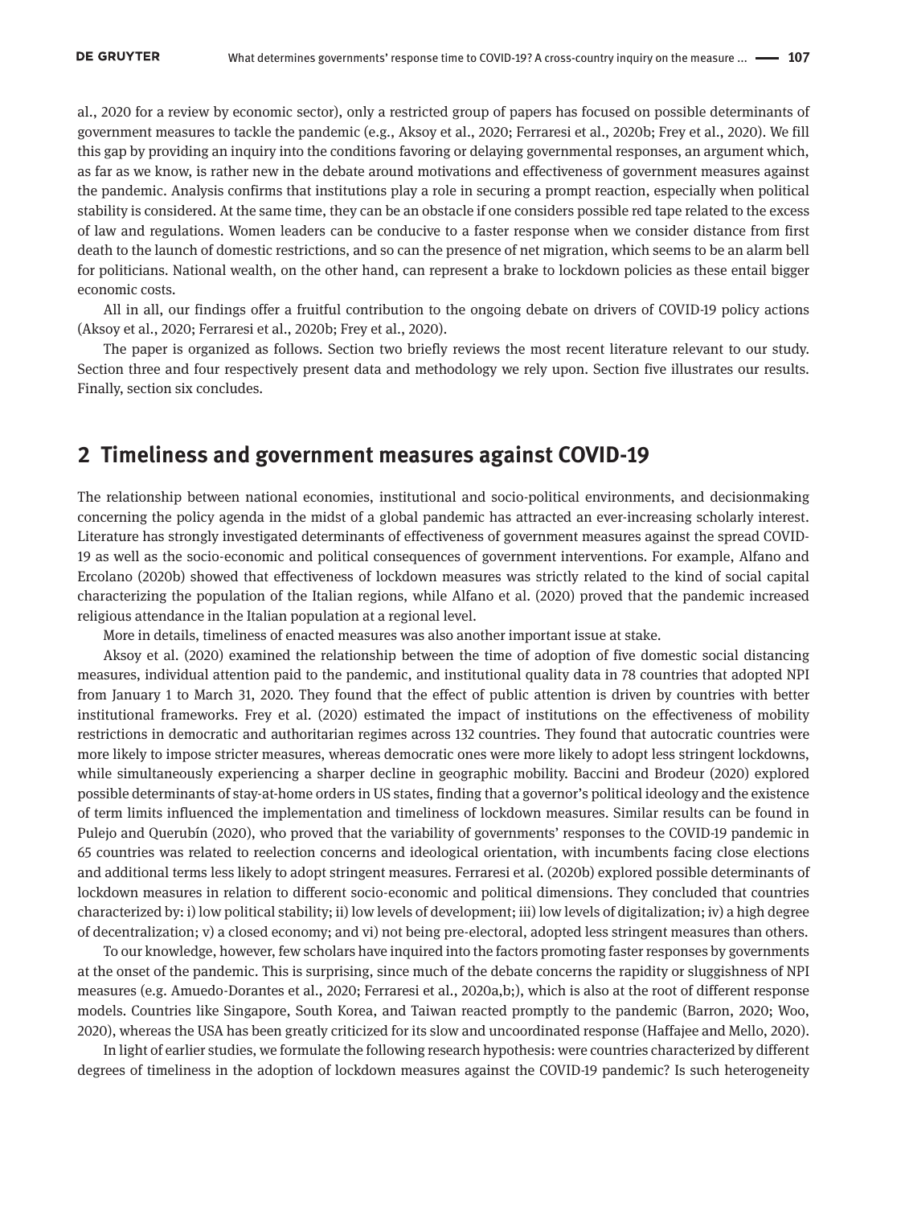al., 2020 for a review by economic sector), only a restricted group of papers has focused on possible determinants of government measures to tackle the pandemic (e.g., Aksoy et al., 2020; Ferraresi et al., 2020b; Frey et al., 2020). We fill this gap by providing an inquiry into the conditions favoring or delaying governmental responses, an argument which, as far as we know, is rather new in the debate around motivations and effectiveness of government measures against the pandemic. Analysis confirms that institutions play a role in securing a prompt reaction, especially when political stability is considered. At the same time, they can be an obstacle if one considers possible red tape related to the excess of law and regulations. Women leaders can be conducive to a faster response when we consider distance from first death to the launch of domestic restrictions, and so can the presence of net migration, which seems to be an alarm bell for politicians. National wealth, on the other hand, can represent a brake to lockdown policies as these entail bigger economic costs.

All in all, our findings offer a fruitful contribution to the ongoing debate on drivers of COVID-19 policy actions (Aksoy et al., 2020; Ferraresi et al., 2020b; Frey et al., 2020).

The paper is organized as follows. Section two briefly reviews the most recent literature relevant to our study. Section three and four respectively present data and methodology we rely upon. Section five illustrates our results. Finally, section six concludes.

## 2 Timeliness and government measures against COVID-19

The relationship between national economies, institutional and socio-political environments, and decisionmaking concerning the policy agenda in the midst of a global pandemic has attracted an ever-increasing scholarly interest. Literature has strongly investigated determinants of effectiveness of government measures against the spread COVID-19 as well as the socio-economic and political consequences of government interventions. For example, Alfano and Ercolano (2020b) showed that effectiveness of lockdown measures was strictly related to the kind of social capital characterizing the population of the Italian regions, while Alfano et al. (2020) proved that the pandemic increased religious attendance in the Italian population at a regional level.

More in details, timeliness of enacted measures was also another important issue at stake.

Aksoy et al. (2020) examined the relationship between the time of adoption of five domestic social distancing measures, individual attention paid to the pandemic, and institutional quality data in 78 countries that adopted NPI from January 1 to March 31, 2020. They found that the effect of public attention is driven by countries with better institutional frameworks. Frey et al. (2020) estimated the impact of institutions on the effectiveness of mobility restrictions in democratic and authoritarian regimes across 132 countries. They found that autocratic countries were more likely to impose stricter measures, whereas democratic ones were more likely to adopt less stringent lockdowns, while simultaneously experiencing a sharper decline in geographic mobility. Baccini and Brodeur (2020) explored possible determinants of stay-at-home orders in US states, finding that a governor's political ideology and the existence of term limits influenced the implementation and timeliness of lockdown measures. Similar results can be found in Pulejo and Querubín (2020), who proved that the variability of governments' responses to the COVID-19 pandemic in 65 countries was related to reelection concerns and ideological orientation, with incumbents facing close elections and additional terms less likely to adopt stringent measures. Ferraresi et al. (2020b) explored possible determinants of lockdown measures in relation to different socio-economic and political dimensions. They concluded that countries characterized by: i) low political stability; ii) low levels of development; iii) low levels of digitalization; iv) a high degree of decentralization; v) a closed economy; and vi) not being pre-electoral, adopted less stringent measures than others.

To our knowledge, however, few scholars have inquired into the factors promoting faster responses by governments at the onset of the pandemic. This is surprising, since much of the debate concerns the rapidity or sluggishness of NPI measures (e.g. Amuedo-Dorantes et al., 2020; Ferraresi et al., 2020a,b;), which is also at the root of different response models. Countries like Singapore, South Korea, and Taiwan reacted promptly to the pandemic (Barron, 2020; Woo, 2020), whereas the USA has been greatly criticized for its slow and uncoordinated response (Haffajee and Mello, 2020).

In light of earlier studies, we formulate the following research hypothesis: were countries characterized by different degrees of timeliness in the adoption of lockdown measures against the COVID-19 pandemic? Is such heterogeneity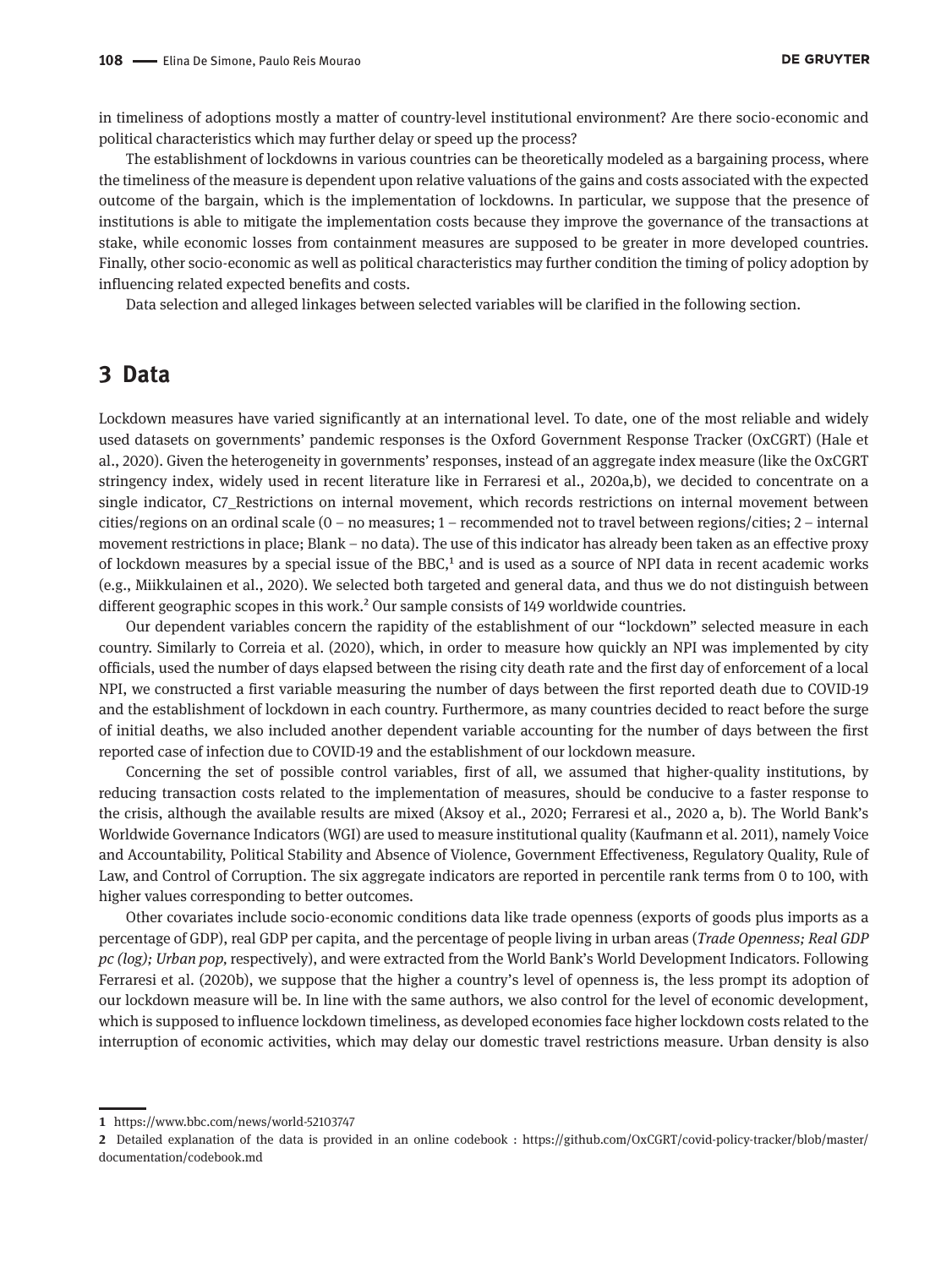in timeliness of adoptions mostly a matter of country-level institutional environment? Are there socio-economic and political characteristics which may further delay or speed up the process?

The establishment of lockdowns in various countries can be theoretically modeled as a bargaining process, where the timeliness of the measure is dependent upon relative valuations of the gains and costs associated with the expected outcome of the bargain, which is the implementation of lockdowns. In particular, we suppose that the presence of institutions is able to mitigate the implementation costs because they improve the governance of the transactions at stake, while economic losses from containment measures are supposed to be greater in more developed countries. Finally, other socio-economic as well as political characteristics may further condition the timing of policy adoption by influencing related expected benefits and costs.

Data selection and alleged linkages between selected variables will be clarified in the following section.

## 3 Data

Lockdown measures have varied significantly at an international level. To date, one of the most reliable and widely used datasets on governments' pandemic responses is the Oxford Government Response Tracker (OxCGRT) (Hale et al., 2020). Given the heterogeneity in governments' responses, instead of an aggregate index measure (like the OxCGRT stringency index, widely used in recent literature like in Ferraresi et al., 2020a,b), we decided to concentrate on a single indicator, C7_Restrictions on internal movement, which records restrictions on internal movement between cities/regions on an ordinal scale (0 – no measures; 1 – recommended not to travel between regions/cities; 2 – internal movement restrictions in place; Blank – no data). The use of this indicator has already been taken as an effective proxy of lockdown measures by a special issue of the BBC,[1] and is used as a source of NPI data in recent academic works (e.g., Miikkulainen et al., 2020). We selected both targeted and general data, and thus we do not distinguish between different geographic scopes in this work.[2] Our sample consists of 149 worldwide countries.

Our dependent variables concern the rapidity of the establishment of our "lockdown" selected measure in each country. Similarly to Correia et al. (2020), which, in order to measure how quickly an NPI was implemented by city officials, used the number of days elapsed between the rising city death rate and the first day of enforcement of a local NPI, we constructed a first variable measuring the number of days between the first reported death due to COVID-19 and the establishment of lockdown in each country. Furthermore, as many countries decided to react before the surge of initial deaths, we also included another dependent variable accounting for the number of days between the first reported case of infection due to COVID-19 and the establishment of our lockdown measure.

Concerning the set of possible control variables, first of all, we assumed that higher-quality institutions, by reducing transaction costs related to the implementation of measures, should be conducive to a faster response to the crisis, although the available results are mixed (Aksoy et al., 2020; Ferraresi et al., 2020 a, b). The World Bank's Worldwide Governance Indicators (WGI) are used to measure institutional quality (Kaufmann et al. 2011), namely Voice and Accountability, Political Stability and Absence of Violence, Government Effectiveness, Regulatory Quality, Rule of Law, and Control of Corruption. The six aggregate indicators are reported in percentile rank terms from 0 to 100, with higher values corresponding to better outcomes.

Other covariates include socio-economic conditions data like trade openness (exports of goods plus imports as a percentage of GDP), real GDP per capita, and the percentage of people living in urban areas (*Trade Openness; Real GDP pc (log); Urban pop,* respectively), and were extracted from the World Bank's World Development Indicators. Following Ferraresi et al. (2020b), we suppose that the higher a country's level of openness is, the less prompt its adoption of our lockdown measure will be. In line with the same authors, we also control for the level of economic development, which is supposed to influence lockdown timeliness, as developed economies face higher lockdown costs related to the interruption of economic activities, which may delay our domestic travel restrictions measure. Urban density is also

---

1 https://www.bbc.com/news/world-52103747

2 Detailed explanation of the data is provided in an online codebook : https://github.com/OxCGRT/covid-policy-tracker/blob/master/documentation/codebook.md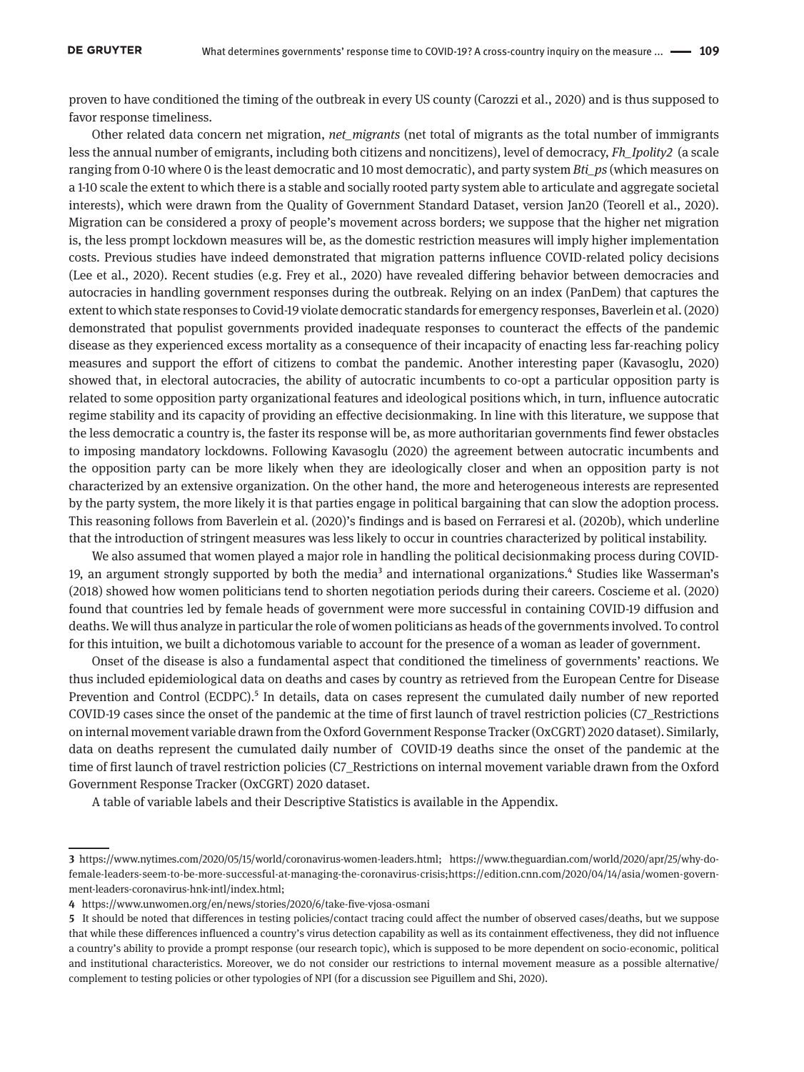proven to have conditioned the timing of the outbreak in every US county (Carozzi et al., 2020) and is thus supposed to favor response timeliness.

Other related data concern net migration, *net_migrants* (net total of migrants as the total number of immigrants less the annual number of emigrants, including both citizens and noncitizens), level of democracy, *Fh_Ipolity2* (a scale ranging from 0-10 where 0 is the least democratic and 10 most democratic), and party system *Bti_ps* (which measures on a 1-10 scale the extent to which there is a stable and socially rooted party system able to articulate and aggregate societal interests), which were drawn from the Quality of Government Standard Dataset, version Jan20 (Teorell et al., 2020). Migration can be considered a proxy of people's movement across borders; we suppose that the higher net migration is, the less prompt lockdown measures will be, as the domestic restriction measures will imply higher implementation costs. Previous studies have indeed demonstrated that migration patterns influence COVID-related policy decisions (Lee et al., 2020). Recent studies (e.g. Frey et al., 2020) have revealed differing behavior between democracies and autocracies in handling government responses during the outbreak. Relying on an index (PanDem) that captures the extent to which state responses to Covid-19 violate democratic standards for emergency responses, Baverlein et al. (2020) demonstrated that populist governments provided inadequate responses to counteract the effects of the pandemic disease as they experienced excess mortality as a consequence of their incapacity of enacting less far-reaching policy measures and support the effort of citizens to combat the pandemic. Another interesting paper (Kavasoglu, 2020) showed that, in electoral autocracies, the ability of autocratic incumbents to co-opt a particular opposition party is related to some opposition party organizational features and ideological positions which, in turn, influence autocratic regime stability and its capacity of providing an effective decisionmaking. In line with this literature, we suppose that the less democratic a country is, the faster its response will be, as more authoritarian governments find fewer obstacles to imposing mandatory lockdowns. Following Kavasoglu (2020) the agreement between autocratic incumbents and the opposition party can be more likely when they are ideologically closer and when an opposition party is not characterized by an extensive organization. On the other hand, the more and heterogeneous interests are represented by the party system, the more likely it is that parties engage in political bargaining that can slow the adoption process. This reasoning follows from Baverlein et al. (2020)'s findings and is based on Ferraresi et al. (2020b), which underline that the introduction of stringent measures was less likely to occur in countries characterized by political instability.

We also assumed that women played a major role in handling the political decisionmaking process during COVID-19, an argument strongly supported by both the media[3] and international organizations.[4] Studies like Wasserman's (2018) showed how women politicians tend to shorten negotiation periods during their careers. Coscieme et al. (2020) found that countries led by female heads of government were more successful in containing COVID-19 diffusion and deaths. We will thus analyze in particular the role of women politicians as heads of the governments involved. To control for this intuition, we built a dichotomous variable to account for the presence of a woman as leader of government.

Onset of the disease is also a fundamental aspect that conditioned the timeliness of governments' reactions. We thus included epidemiological data on deaths and cases by country as retrieved from the European Centre for Disease Prevention and Control (ECDPC).[5] In details, data on cases represent the cumulated daily number of new reported COVID-19 cases since the onset of the pandemic at the time of first launch of travel restriction policies (C7_Restrictions on internal movement variable drawn from the Oxford Government Response Tracker (OxCGRT) 2020 dataset). Similarly, data on deaths represent the cumulated daily number of COVID-19 deaths since the onset of the pandemic at the time of first launch of travel restriction policies (C7_Restrictions on internal movement variable drawn from the Oxford Government Response Tracker (OxCGRT) 2020 dataset.

A table of variable labels and their Descriptive Statistics is available in the Appendix.

---

**3** https://www.nytimes.com/2020/05/15/world/coronavirus-women-leaders.html; https://www.theguardian.com/world/2020/apr/25/why-do-female-leaders-seem-to-be-more-successful-at-managing-the-coronavirus-crisis;https://edition.cnn.com/2020/04/14/asia/women-government-leaders-coronavirus-hnk-intl/index.html;

**4** https://www.unwomen.org/en/news/stories/2020/6/take-five-vjosa-osmani

**5** It should be noted that differences in testing policies/contact tracing could affect the number of observed cases/deaths, but we suppose that while these differences influenced a country's virus detection capability as well as its containment effectiveness, they did not influence a country's ability to provide a prompt response (our research topic), which is supposed to be more dependent on socio-economic, political and institutional characteristics. Moreover, we do not consider our restrictions to internal movement measure as a possible alternative/complement to testing policies or other typologies of NPI (for a discussion see Piguillem and Shi, 2020).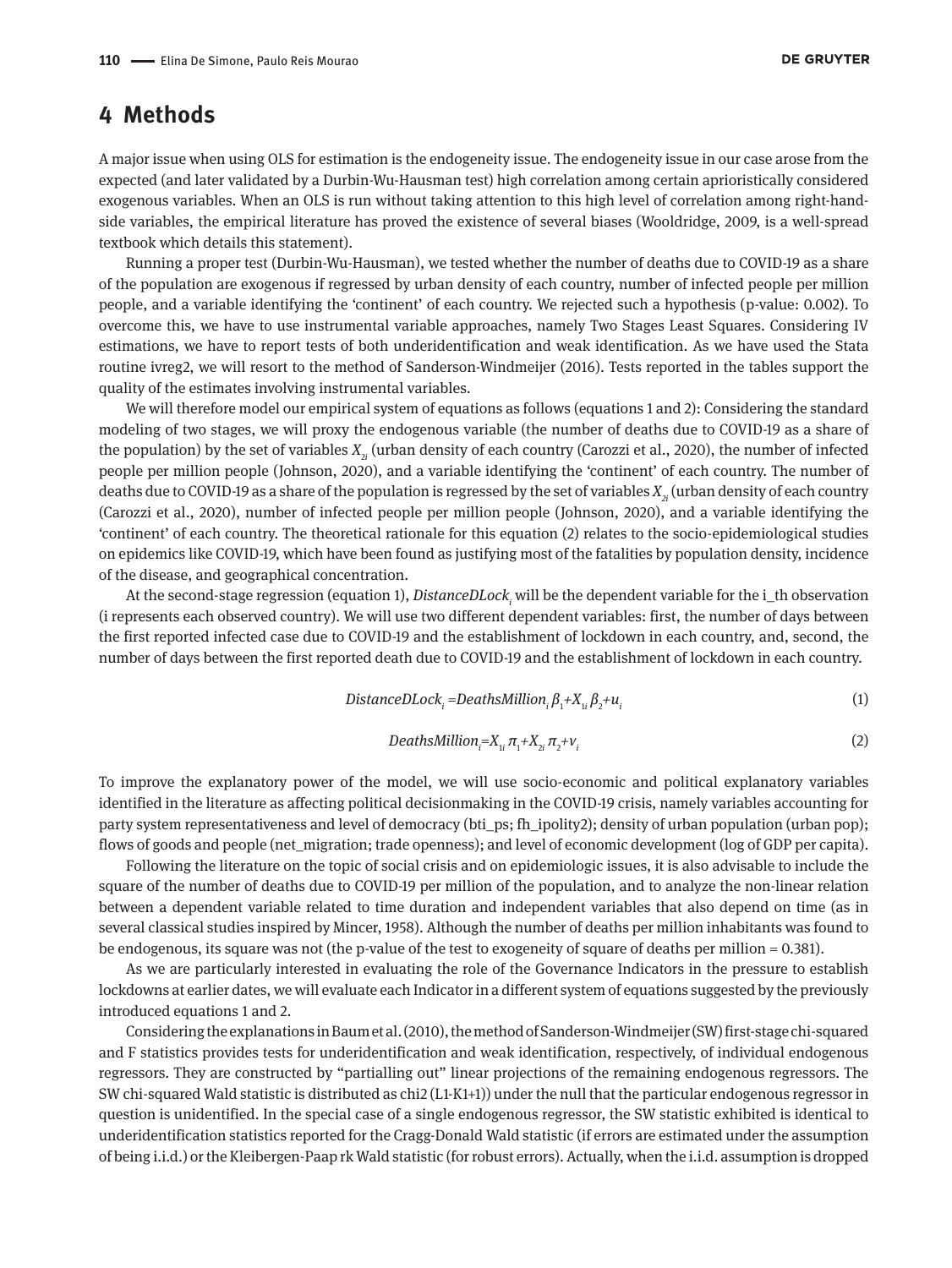## 4 Methods

A major issue when using OLS for estimation is the endogeneity issue. The endogeneity issue in our case arose from the expected (and later validated by a Durbin-Wu-Hausman test) high correlation among certain aprioristically considered exogenous variables. When an OLS is run without taking attention to this high level of correlation among right-hand-side variables, the empirical literature has proved the existence of several biases (Wooldridge, 2009, is a well-spread textbook which details this statement).

Running a proper test (Durbin-Wu-Hausman), we tested whether the number of deaths due to COVID-19 as a share of the population are exogenous if regressed by urban density of each country, number of infected people per million people, and a variable identifying the 'continent' of each country. We rejected such a hypothesis (p-value: 0.002). To overcome this, we have to use instrumental variable approaches, namely Two Stages Least Squares. Considering IV estimations, we have to report tests of both underidentification and weak identification. As we have used the Stata routine ivreg2, we will resort to the method of Sanderson-Windmeijer (2016). Tests reported in the tables support the quality of the estimates involving instrumental variables.

We will therefore model our empirical system of equations as follows (equations 1 and 2): Considering the standard modeling of two stages, we will proxy the endogenous variable (the number of deaths due to COVID-19 as a share of the population) by the set of variables $X_{2i}$ (urban density of each country (Carozzi et al., 2020), the number of infected people per million people (Johnson, 2020), and a variable identifying the 'continent' of each country. The number of deaths due to COVID-19 as a share of the population is regressed by the set of variables $X_{2i}$ (urban density of each country (Carozzi et al., 2020), number of infected people per million people (Johnson, 2020), and a variable identifying the 'continent' of each country. The theoretical rationale for this equation (2) relates to the socio-epidemiological studies on epidemics like COVID-19, which have been found as justifying most of the fatalities by population density, incidence of the disease, and geographical concentration.

At the second-stage regression (equation 1), $DistanceDLock_i$ will be the dependent variable for the i_th observation (i represents each observed country). We will use two different dependent variables: first, the number of days between the first reported infected case due to COVID-19 and the establishment of lockdown in each country, and, second, the number of days between the first reported death due to COVID-19 and the establishment of lockdown in each country.

$$DistanceDLock_i = DeathsMillion_i \beta_1 + X_{1i} \beta_2 + u_i \tag{1}$$

$$DeathsMillion_i = X_{1i} \pi_1 + X_{2i} \pi_2 + v_i \tag{2}$$

To improve the explanatory power of the model, we will use socio-economic and political explanatory variables identified in the literature as affecting political decisionmaking in the COVID-19 crisis, namely variables accounting for party system representativeness and level of democracy (bti_ps; fh_ipolity2); density of urban population (urban pop); flows of goods and people (net_migration; trade openness); and level of economic development (log of GDP per capita).

Following the literature on the topic of social crisis and on epidemiologic issues, it is also advisable to include the square of the number of deaths due to COVID-19 per million of the population, and to analyze the non-linear relation between a dependent variable related to time duration and independent variables that also depend on time (as in several classical studies inspired by Mincer, 1958). Although the number of deaths per million inhabitants was found to be endogenous, its square was not (the p-value of the test to exogeneity of square of deaths per million = 0.381).

As we are particularly interested in evaluating the role of the Governance Indicators in the pressure to establish lockdowns at earlier dates, we will evaluate each Indicator in a different system of equations suggested by the previously introduced equations 1 and 2.

Considering the explanations in Baum et al. (2010), the method of Sanderson-Windmeijer (SW) first-stage chi-squared and F statistics provides tests for underidentification and weak identification, respectively, of individual endogenous regressors. They are constructed by "partialling out" linear projections of the remaining endogenous regressors. The SW chi-squared Wald statistic is distributed as chi2 (L1-K1+1)) under the null that the particular endogenous regressor in question is unidentified. In the special case of a single endogenous regressor, the SW statistic exhibited is identical to underidentification statistics reported for the Cragg-Donald Wald statistic (if errors are estimated under the assumption of being i.i.d.) or the Kleibergen-Paap rk Wald statistic (for robust errors). Actually, when the i.i.d. assumption is dropped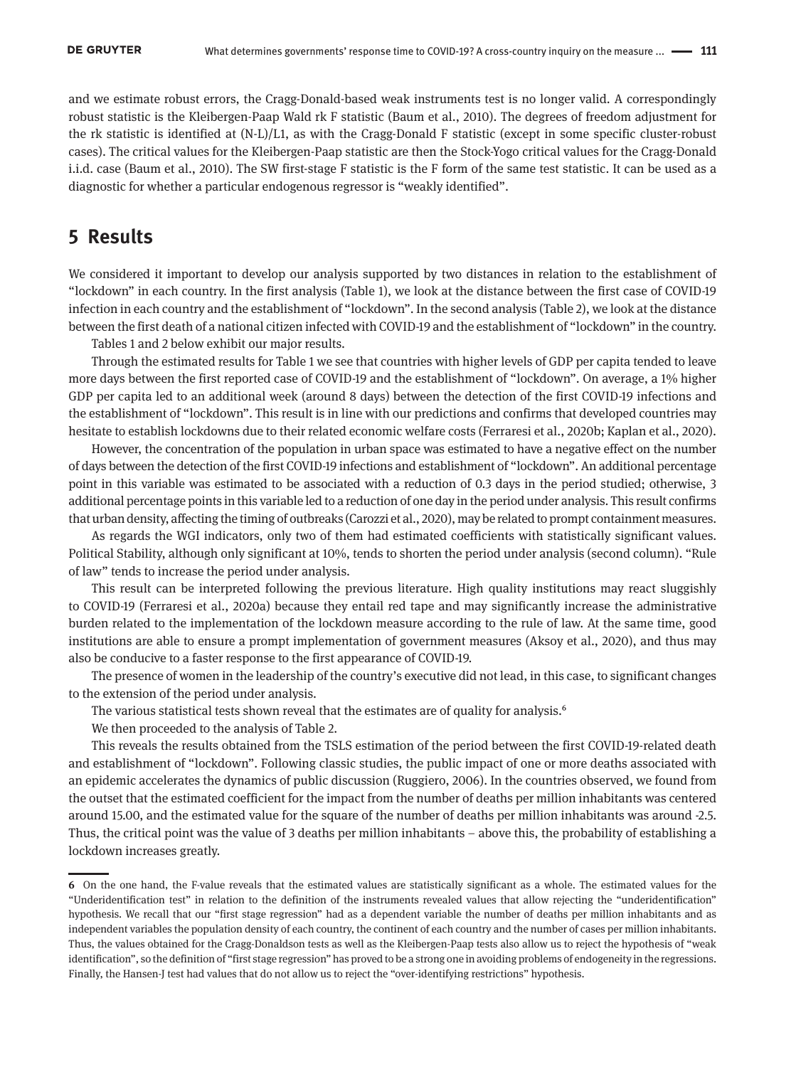and we estimate robust errors, the Cragg-Donald-based weak instruments test is no longer valid. A correspondingly robust statistic is the Kleibergen-Paap Wald rk F statistic (Baum et al., 2010). The degrees of freedom adjustment for the rk statistic is identified at (N-L)/L1, as with the Cragg-Donald F statistic (except in some specific cluster-robust cases). The critical values for the Kleibergen-Paap statistic are then the Stock-Yogo critical values for the Cragg-Donald i.i.d. case (Baum et al., 2010). The SW first-stage F statistic is the F form of the same test statistic. It can be used as a diagnostic for whether a particular endogenous regressor is "weakly identified".

## 5 Results

We considered it important to develop our analysis supported by two distances in relation to the establishment of "lockdown" in each country. In the first analysis (Table 1), we look at the distance between the first case of COVID-19 infection in each country and the establishment of "lockdown". In the second analysis (Table 2), we look at the distance between the first death of a national citizen infected with COVID-19 and the establishment of "lockdown" in the country.

Tables 1 and 2 below exhibit our major results.

Through the estimated results for Table 1 we see that countries with higher levels of GDP per capita tended to leave more days between the first reported case of COVID-19 and the establishment of "lockdown". On average, a 1% higher GDP per capita led to an additional week (around 8 days) between the detection of the first COVID-19 infections and the establishment of "lockdown". This result is in line with our predictions and confirms that developed countries may hesitate to establish lockdowns due to their related economic welfare costs (Ferraresi et al., 2020b; Kaplan et al., 2020).

However, the concentration of the population in urban space was estimated to have a negative effect on the number of days between the detection of the first COVID-19 infections and establishment of "lockdown". An additional percentage point in this variable was estimated to be associated with a reduction of 0.3 days in the period studied; otherwise, 3 additional percentage points in this variable led to a reduction of one day in the period under analysis. This result confirms that urban density, affecting the timing of outbreaks (Carozzi et al., 2020), may be related to prompt containment measures.

As regards the WGI indicators, only two of them had estimated coefficients with statistically significant values. Political Stability, although only significant at 10%, tends to shorten the period under analysis (second column). "Rule of law" tends to increase the period under analysis.

This result can be interpreted following the previous literature. High quality institutions may react sluggishly to COVID-19 (Ferraresi et al., 2020a) because they entail red tape and may significantly increase the administrative burden related to the implementation of the lockdown measure according to the rule of law. At the same time, good institutions are able to ensure a prompt implementation of government measures (Aksoy et al., 2020), and thus may also be conducive to a faster response to the first appearance of COVID-19.

The presence of women in the leadership of the country's executive did not lead, in this case, to significant changes to the extension of the period under analysis.

The various statistical tests shown reveal that the estimates are of quality for analysis.[6]

We then proceeded to the analysis of Table 2.

This reveals the results obtained from the TSLS estimation of the period between the first COVID-19-related death and establishment of "lockdown". Following classic studies, the public impact of one or more deaths associated with an epidemic accelerates the dynamics of public discussion (Ruggiero, 2006). In the countries observed, we found from the outset that the estimated coefficient for the impact from the number of deaths per million inhabitants was centered around 15.00, and the estimated value for the square of the number of deaths per million inhabitants was around -2.5. Thus, the critical point was the value of 3 deaths per million inhabitants – above this, the probability of establishing a lockdown increases greatly.

---

6 On the one hand, the F-value reveals that the estimated values are statistically significant as a whole. The estimated values for the "Underidentification test" in relation to the definition of the instruments revealed values that allow rejecting the "underidentification" hypothesis. We recall that our "first stage regression" had as a dependent variable the number of deaths per million inhabitants and as independent variables the population density of each country, the continent of each country and the number of cases per million inhabitants. Thus, the values obtained for the Cragg-Donaldson tests as well as the Kleibergen-Paap tests also allow us to reject the hypothesis of "weak identification", so the definition of "first stage regression" has proved to be a strong one in avoiding problems of endogeneity in the regressions. Finally, the Hansen-J test had values that do not allow us to reject the "over-identifying restrictions" hypothesis.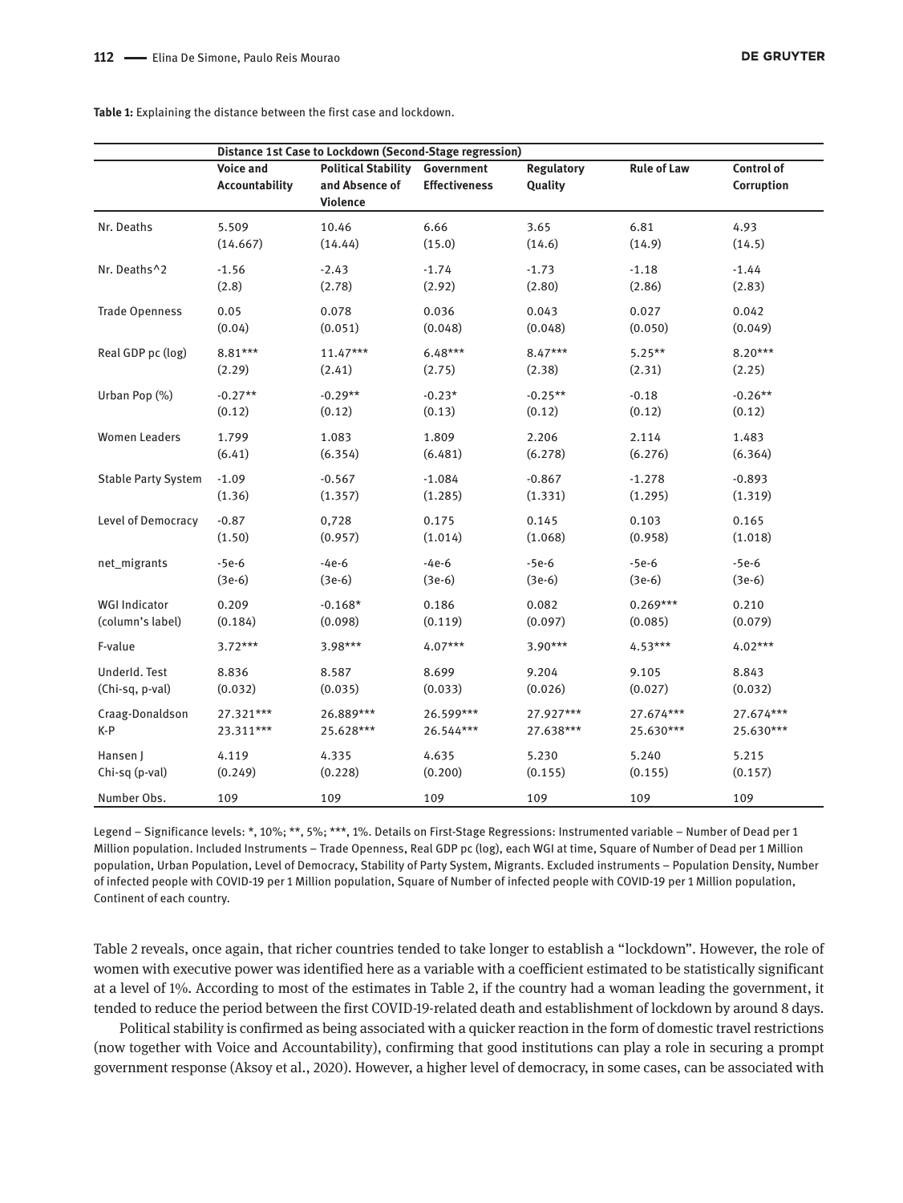**Table 1:** Explaining the distance between the first case and lockdown.

| | Distance 1st Case to Lockdown (Second-Stage regression) | | | | | |
|---|---|---|---|---|---|---|
| | **Voice and Accountability** | **Political Stability and Absence of Violence** | **Government Effectiveness** | **Regulatory Quality** | **Rule of Law** | **Control of Corruption** |
| Nr. Deaths | 5.509 | 10.46 | 6.66 | 3.65 | 6.81 | 4.93 |
| | (14.667) | (14.44) | (15.0) | (14.6) | (14.9) | (14.5) |
| Nr. Deaths^2 | -1.56 | -2.43 | -1.74 | -1.73 | -1.18 | -1.44 |
| | (2.8) | (2.78) | (2.92) | (2.80) | (2.86) | (2.83) |
| Trade Openness | 0.05 | 0.078 | 0.036 | 0.043 | 0.027 | 0.042 |
| | (0.04) | (0.051) | (0.048) | (0.048) | (0.050) | (0.049) |
| Real GDP pc (log) | 8.81*** | 11.47*** | 6.48*** | 8.47*** | 5.25** | 8.20*** |
| | (2.29) | (2.41) | (2.75) | (2.38) | (2.31) | (2.25) |
| Urban Pop (%) | -0.27** | -0.29** | -0.23* | -0.25** | -0.18 | -0.26** |
| | (0.12) | (0.12) | (0.13) | (0.12) | (0.12) | (0.12) |
| Women Leaders | 1.799 | 1.083 | 1.809 | 2.206 | 2.114 | 1.483 |
| | (6.41) | (6.354) | (6.481) | (6.278) | (6.276) | (6.364) |
| Stable Party System | -1.09 | -0.567 | -1.084 | -0.867 | -1.278 | -0.893 |
| | (1.36) | (1.357) | (1.285) | (1.331) | (1.295) | (1.319) |
| Level of Democracy | -0.87 | 0,728 | 0.175 | 0.145 | 0.103 | 0.165 |
| | (1.50) | (0.957) | (1.014) | (1.068) | (0.958) | (1.018) |
| net_migrants | -5e-6 | -4e-6 | -4e-6 | -5e-6 | -5e-6 | -5e-6 |
| | (3e-6) | (3e-6) | (3e-6) | (3e-6) | (3e-6) | (3e-6) |
| WGI Indicator (column's label) | 0.209 | -0.168* | 0.186 | 0.082 | 0.269*** | 0.210 |
| | (0.184) | (0.098) | (0.119) | (0.097) | (0.085) | (0.079) |
| F-value | 3.72*** | 3.98*** | 4.07*** | 3.90*** | 4.53*** | 4.02*** |
| UnderId. Test | 8.836 | 8.587 | 8.699 | 9.204 | 9.105 | 8.843 |
| (Chi-sq, p-val) | (0.032) | (0.035) | (0.033) | (0.026) | (0.027) | (0.032) |
| Craag-Donaldson | 27.321*** | 26.889*** | 26.599*** | 27.927*** | 27.674*** | 27.674*** |
| K-P | 23.311*** | 25.628*** | 26.544*** | 27.638*** | 25.630*** | 25.630*** |
| Hansen J | 4.119 | 4.335 | 4.635 | 5.230 | 5.240 | 5.215 |
| Chi-sq (p-val) | (0.249) | (0.228) | (0.200) | (0.155) | (0.155) | (0.157) |
| Number Obs. | 109 | 109 | 109 | 109 | 109 | 109 |

Legend – Significance levels: *, 10%; **, 5%; ***, 1%. Details on First-Stage Regressions: Instrumented variable – Number of Dead per 1 Million population. Included Instruments – Trade Openness, Real GDP pc (log), each WGI at time, Square of Number of Dead per 1 Million population, Urban Population, Level of Democracy, Stability of Party System, Migrants. Excluded instruments – Population Density, Number of infected people with COVID-19 per 1 Million population, Square of Number of infected people with COVID-19 per 1 Million population, Continent of each country.

Table 2 reveals, once again, that richer countries tended to take longer to establish a "lockdown". However, the role of women with executive power was identified here as a variable with a coefficient estimated to be statistically significant at a level of 1%. According to most of the estimates in Table 2, if the country had a woman leading the government, it tended to reduce the period between the first COVID-19-related death and establishment of lockdown by around 8 days.

Political stability is confirmed as being associated with a quicker reaction in the form of domestic travel restrictions (now together with Voice and Accountability), confirming that good institutions can play a role in securing a prompt government response (Aksoy et al., 2020). However, a higher level of democracy, in some cases, can be associated with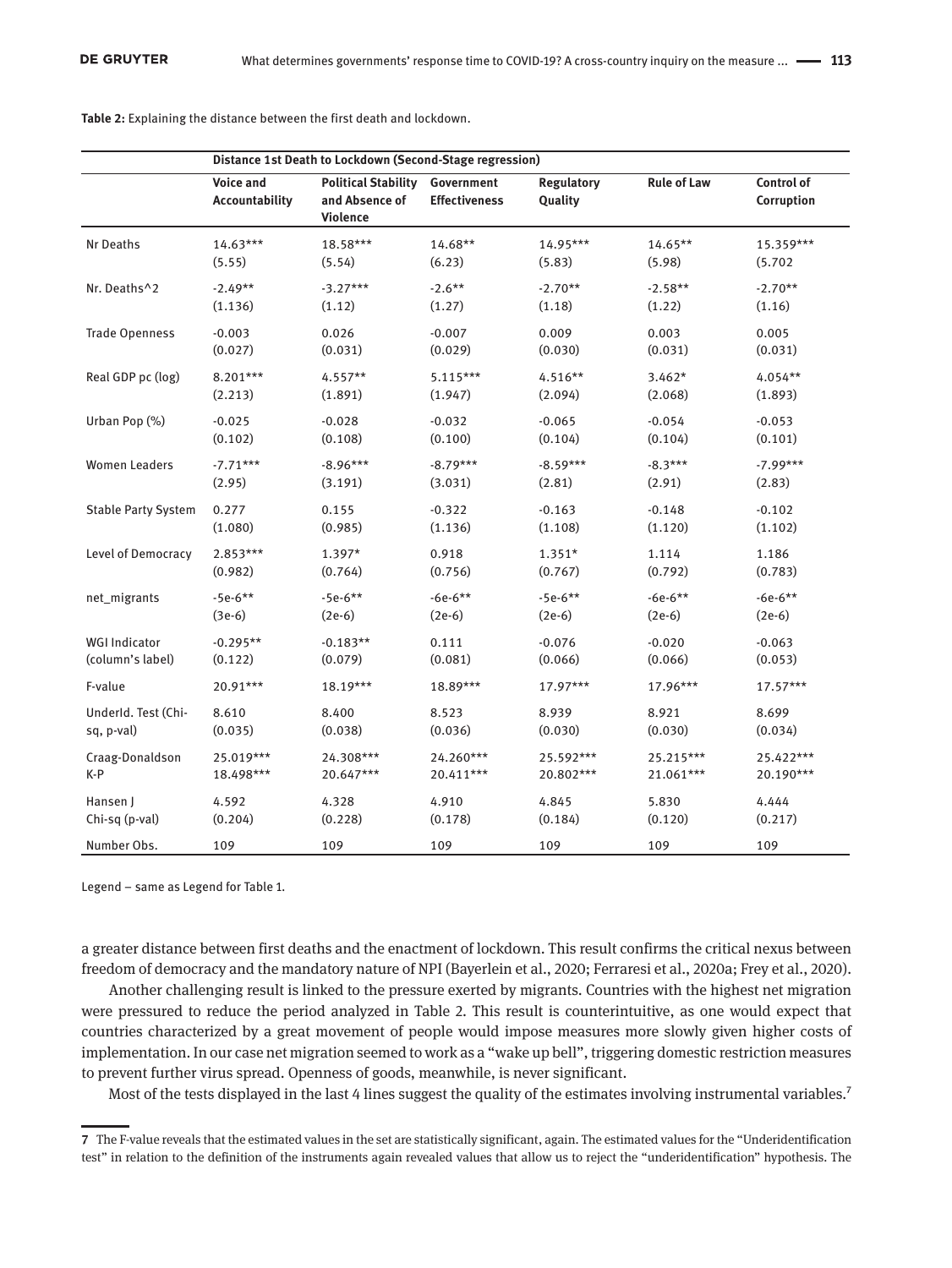**Table 2:** Explaining the distance between the first death and lockdown.

| | Distance 1st Death to Lockdown (Second-Stage regression) | | | | | |
|---|---|---|---|---|---|---|
| | **Voice and Accountability** | **Political Stability and Absence of Violence** | **Government Effectiveness** | **Regulatory Quality** | **Rule of Law** | **Control of Corruption** |
| Nr Deaths | 14.63*** | 18.58*** | 14.68** | 14.95*** | 14.65** | 15.359*** |
| | (5.55) | (5.54) | (6.23) | (5.83) | (5.98) | (5.702 |
| Nr. Deaths^2 | -2.49** | -3.27*** | -2.6** | -2.70** | -2.58** | -2.70** |
| | (1.136) | (1.12) | (1.27) | (1.18) | (1.22) | (1.16) |
| Trade Openness | -0.003 | 0.026 | -0.007 | 0.009 | 0.003 | 0.005 |
| | (0.027) | (0.031) | (0.029) | (0.030) | (0.031) | (0.031) |
| Real GDP pc (log) | 8.201*** | 4.557** | 5.115*** | 4.516** | 3.462* | 4.054** |
| | (2.213) | (1.891) | (1.947) | (2.094) | (2.068) | (1.893) |
| Urban Pop (%) | -0.025 | -0.028 | -0.032 | -0.065 | -0.054 | -0.053 |
| | (0.102) | (0.108) | (0.100) | (0.104) | (0.104) | (0.101) |
| Women Leaders | -7.71*** | -8.96*** | -8.79*** | -8.59*** | -8.3*** | -7.99*** |
| | (2.95) | (3.191) | (3.031) | (2.81) | (2.91) | (2.83) |
| Stable Party System | 0.277 | 0.155 | -0.322 | -0.163 | -0.148 | -0.102 |
| | (1.080) | (0.985) | (1.136) | (1.108) | (1.120) | (1.102) |
| Level of Democracy | 2.853*** | 1.397* | 0.918 | 1.351* | 1.114 | 1.186 |
| | (0.982) | (0.764) | (0.756) | (0.767) | (0.792) | (0.783) |
| net_migrants | -5e-6** | -5e-6** | -6e-6** | -5e-6** | -6e-6** | -6e-6** |
| | (3e-6) | (2e-6) | (2e-6) | (2e-6) | (2e-6) | (2e-6) |
| WGI Indicator (column's label) | -0.295** | -0.183** | 0.111 | -0.076 | -0.020 | -0.063 |
| | (0.122) | (0.079) | (0.081) | (0.066) | (0.066) | (0.053) |
| F-value | 20.91*** | 18.19*** | 18.89*** | 17.97*** | 17.96*** | 17.57*** |
| UnderId. Test (Chi-sq, p-val) | 8.610 | 8.400 | 8.523 | 8.939 | 8.921 | 8.699 |
| | (0.035) | (0.038) | (0.036) | (0.030) | (0.030) | (0.034) |
| Craag-Donaldson | 25.019*** | 24.308*** | 24.260*** | 25.592*** | 25.215*** | 25.422*** |
| K-P | 18.498*** | 20.647*** | 20.411*** | 20.802*** | 21.061*** | 20.190*** |
| Hansen J | 4.592 | 4.328 | 4.910 | 4.845 | 5.830 | 4.444 |
| Chi-sq (p-val) | (0.204) | (0.228) | (0.178) | (0.184) | (0.120) | (0.217) |
| Number Obs. | 109 | 109 | 109 | 109 | 109 | 109 |

Legend – same as Legend for Table 1.

a greater distance between first deaths and the enactment of lockdown. This result confirms the critical nexus between freedom of democracy and the mandatory nature of NPI (Bayerlein et al., 2020; Ferraresi et al., 2020a; Frey et al., 2020).

Another challenging result is linked to the pressure exerted by migrants. Countries with the highest net migration were pressured to reduce the period analyzed in Table 2. This result is counterintuitive, as one would expect that countries characterized by a great movement of people would impose measures more slowly given higher costs of implementation. In our case net migration seemed to work as a "wake up bell", triggering domestic restriction measures to prevent further virus spread. Openness of goods, meanwhile, is never significant.

Most of the tests displayed in the last 4 lines suggest the quality of the estimates involving instrumental variables.[7]

---

[7] The F-value reveals that the estimated values in the set are statistically significant, again. The estimated values for the "Underidentification test" in relation to the definition of the instruments again revealed values that allow us to reject the "underidentification" hypothesis. The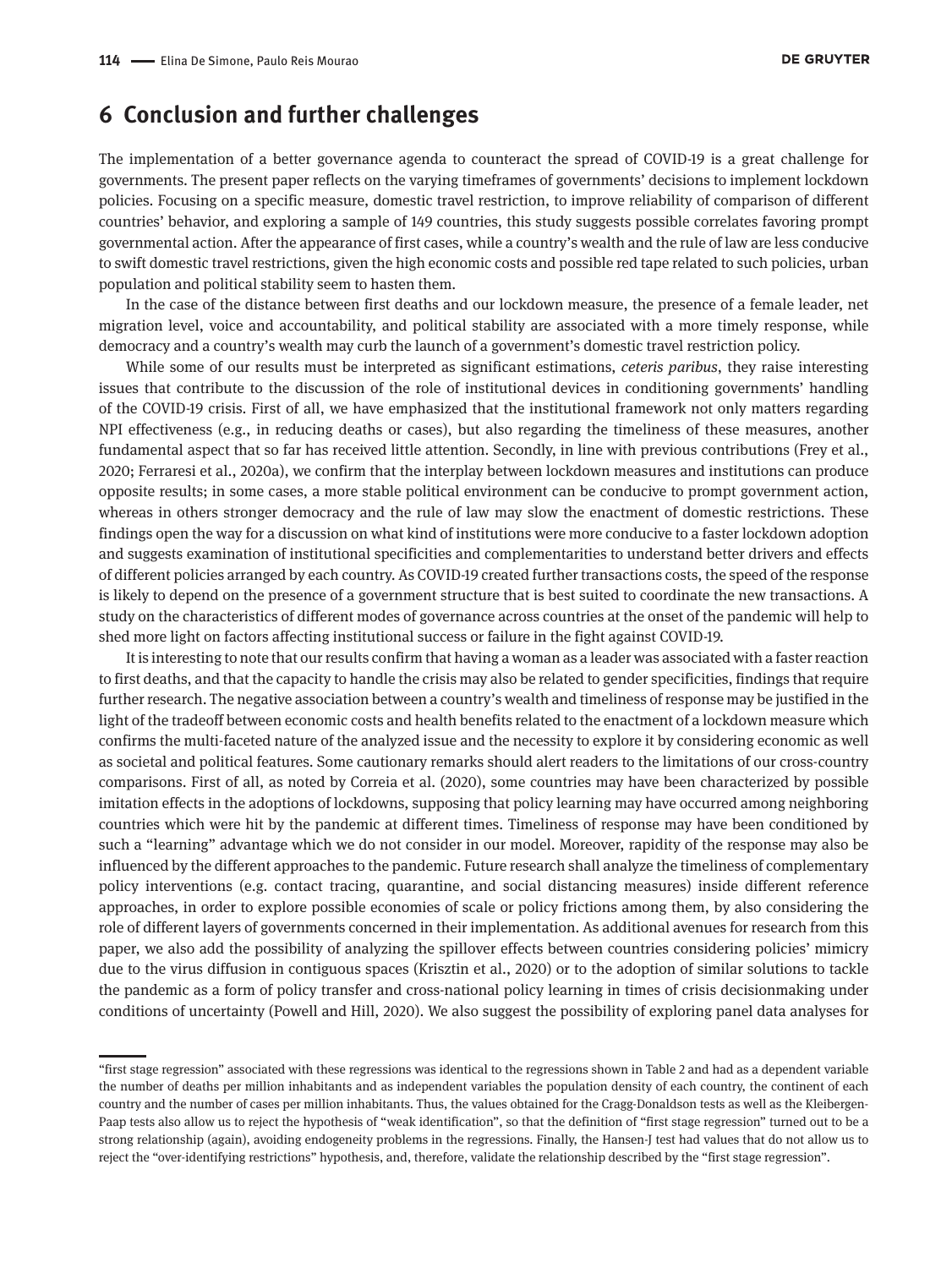## 6 Conclusion and further challenges

The implementation of a better governance agenda to counteract the spread of COVID-19 is a great challenge for governments. The present paper reflects on the varying timeframes of governments' decisions to implement lockdown policies. Focusing on a specific measure, domestic travel restriction, to improve reliability of comparison of different countries' behavior, and exploring a sample of 149 countries, this study suggests possible correlates favoring prompt governmental action. After the appearance of first cases, while a country's wealth and the rule of law are less conducive to swift domestic travel restrictions, given the high economic costs and possible red tape related to such policies, urban population and political stability seem to hasten them.

In the case of the distance between first deaths and our lockdown measure, the presence of a female leader, net migration level, voice and accountability, and political stability are associated with a more timely response, while democracy and a country's wealth may curb the launch of a government's domestic travel restriction policy.

While some of our results must be interpreted as significant estimations, *ceteris paribus*, they raise interesting issues that contribute to the discussion of the role of institutional devices in conditioning governments' handling of the COVID-19 crisis. First of all, we have emphasized that the institutional framework not only matters regarding NPI effectiveness (e.g., in reducing deaths or cases), but also regarding the timeliness of these measures, another fundamental aspect that so far has received little attention. Secondly, in line with previous contributions (Frey et al., 2020; Ferraresi et al., 2020a), we confirm that the interplay between lockdown measures and institutions can produce opposite results; in some cases, a more stable political environment can be conducive to prompt government action, whereas in others stronger democracy and the rule of law may slow the enactment of domestic restrictions. These findings open the way for a discussion on what kind of institutions were more conducive to a faster lockdown adoption and suggests examination of institutional specificities and complementarities to understand better drivers and effects of different policies arranged by each country. As COVID-19 created further transactions costs, the speed of the response is likely to depend on the presence of a government structure that is best suited to coordinate the new transactions. A study on the characteristics of different modes of governance across countries at the onset of the pandemic will help to shed more light on factors affecting institutional success or failure in the fight against COVID-19.

It is interesting to note that our results confirm that having a woman as a leader was associated with a faster reaction to first deaths, and that the capacity to handle the crisis may also be related to gender specificities, findings that require further research. The negative association between a country's wealth and timeliness of response may be justified in the light of the tradeoff between economic costs and health benefits related to the enactment of a lockdown measure which confirms the multi-faceted nature of the analyzed issue and the necessity to explore it by considering economic as well as societal and political features. Some cautionary remarks should alert readers to the limitations of our cross-country comparisons. First of all, as noted by Correia et al. (2020), some countries may have been characterized by possible imitation effects in the adoptions of lockdowns, supposing that policy learning may have occurred among neighboring countries which were hit by the pandemic at different times. Timeliness of response may have been conditioned by such a "learning" advantage which we do not consider in our model. Moreover, rapidity of the response may also be influenced by the different approaches to the pandemic. Future research shall analyze the timeliness of complementary policy interventions (e.g. contact tracing, quarantine, and social distancing measures) inside different reference approaches, in order to explore possible economies of scale or policy frictions among them, by also considering the role of different layers of governments concerned in their implementation. As additional avenues for research from this paper, we also add the possibility of analyzing the spillover effects between countries considering policies' mimicry due to the virus diffusion in contiguous spaces (Krisztin et al., 2020) or to the adoption of similar solutions to tackle the pandemic as a form of policy transfer and cross-national policy learning in times of crisis decisionmaking under conditions of uncertainty (Powell and Hill, 2020). We also suggest the possibility of exploring panel data analyses for

---

"first stage regression" associated with these regressions was identical to the regressions shown in Table 2 and had as a dependent variable the number of deaths per million inhabitants and as independent variables the population density of each country, the continent of each country and the number of cases per million inhabitants. Thus, the values obtained for the Cragg-Donaldson tests as well as the Kleibergen-Paap tests also allow us to reject the hypothesis of "weak identification", so that the definition of "first stage regression" turned out to be a strong relationship (again), avoiding endogeneity problems in the regressions. Finally, the Hansen-J test had values that do not allow us to reject the "over-identifying restrictions" hypothesis, and, therefore, validate the relationship described by the "first stage regression".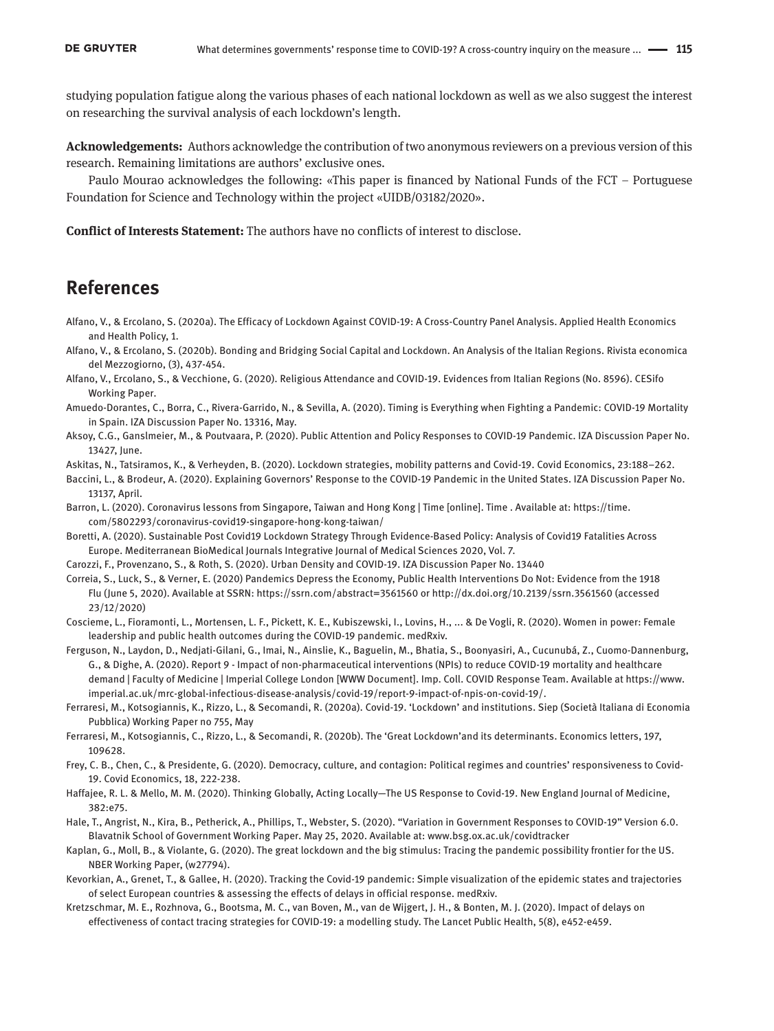studying population fatigue along the various phases of each national lockdown as well as we also suggest the interest on researching the survival analysis of each lockdown's length.

**Acknowledgements:** Authors acknowledge the contribution of two anonymous reviewers on a previous version of this research. Remaining limitations are authors' exclusive ones.

Paulo Mourao acknowledges the following: «This paper is financed by National Funds of the FCT – Portuguese Foundation for Science and Technology within the project «UIDB/03182/2020».

**Conflict of Interests Statement:** The authors have no conflicts of interest to disclose.

## References

Alfano, V., & Ercolano, S. (2020a). The Efficacy of Lockdown Against COVID-19: A Cross-Country Panel Analysis. Applied Health Economics and Health Policy, 1.

Alfano, V., & Ercolano, S. (2020b). Bonding and Bridging Social Capital and Lockdown. An Analysis of the Italian Regions. Rivista economica del Mezzogiorno, (3), 437-454.

Alfano, V., Ercolano, S., & Vecchione, G. (2020). Religious Attendance and COVID-19. Evidences from Italian Regions (No. 8596). CESifo Working Paper.

Amuedo-Dorantes, C., Borra, C., Rivera-Garrido, N., & Sevilla, A. (2020). Timing is Everything when Fighting a Pandemic: COVID-19 Mortality in Spain. IZA Discussion Paper No. 13316, May.

Aksoy, C.G., Ganslmeier, M., & Poutvaara, P. (2020). Public Attention and Policy Responses to COVID-19 Pandemic. IZA Discussion Paper No. 13427, June.

Askitas, N., Tatsiramos, K., & Verheyden, B. (2020). Lockdown strategies, mobility patterns and Covid-19. Covid Economics, 23:188–262.

Baccini, L., & Brodeur, A. (2020). Explaining Governors' Response to the COVID-19 Pandemic in the United States. IZA Discussion Paper No. 13137, April.

Barron, L. (2020). Coronavirus lessons from Singapore, Taiwan and Hong Kong | Time [online]. Time . Available at: https://time.com/5802293/coronavirus-covid19-singapore-hong-kong-taiwan/

Boretti, A. (2020). Sustainable Post Covid19 Lockdown Strategy Through Evidence-Based Policy: Analysis of Covid19 Fatalities Across Europe. Mediterranean BioMedical Journals Integrative Journal of Medical Sciences 2020, Vol. 7.

Carozzi, F., Provenzano, S., & Roth, S. (2020). Urban Density and COVID-19. IZA Discussion Paper No. 13440

Correia, S., Luck, S., & Verner, E. (2020) Pandemics Depress the Economy, Public Health Interventions Do Not: Evidence from the 1918 Flu (June 5, 2020). Available at SSRN: https://ssrn.com/abstract=3561560 or http://dx.doi.org/10.2139/ssrn.3561560 (accessed 23/12/2020)

Coscieme, L., Fioramonti, L., Mortensen, L. F., Pickett, K. E., Kubiszewski, I., Lovins, H., ... & De Vogli, R. (2020). Women in power: Female leadership and public health outcomes during the COVID-19 pandemic. medRxiv.

Ferguson, N., Laydon, D., Nedjati-Gilani, G., Imai, N., Ainslie, K., Baguelin, M., Bhatia, S., Boonyasiri, A., Cucunubá, Z., Cuomo-Dannenburg, G., & Dighe, A. (2020). Report 9 - Impact of non-pharmaceutical interventions (NPIs) to reduce COVID-19 mortality and healthcare demand | Faculty of Medicine | Imperial College London [WWW Document]. Imp. Coll. COVID Response Team. Available at https://www.imperial.ac.uk/mrc-global-infectious-disease-analysis/covid-19/report-9-impact-of-npis-on-covid-19/.

Ferraresi, M., Kotsogiannis, K., Rizzo, L., & Secomandi, R. (2020a). Covid-19. 'Lockdown' and institutions. Siep (Società Italiana di Economia Pubblica) Working Paper no 755, May

Ferraresi, M., Kotsogiannis, C., Rizzo, L., & Secomandi, R. (2020b). The 'Great Lockdown'and its determinants. Economics letters, 197, 109628.

Frey, C. B., Chen, C., & Presidente, G. (2020). Democracy, culture, and contagion: Political regimes and countries' responsiveness to Covid-19. Covid Economics, 18, 222-238.

Haffajee, R. L. & Mello, M. M. (2020). Thinking Globally, Acting Locally—The US Response to Covid-19. New England Journal of Medicine, 382:e75.

Hale, T., Angrist, N., Kira, B., Petherick, A., Phillips, T., Webster, S. (2020). "Variation in Government Responses to COVID-19" Version 6.0. Blavatnik School of Government Working Paper. May 25, 2020. Available at: www.bsg.ox.ac.uk/covidtracker

Kaplan, G., Moll, B., & Violante, G. (2020). The great lockdown and the big stimulus: Tracing the pandemic possibility frontier for the US. NBER Working Paper, (w27794).

Kevorkian, A., Grenet, T., & Gallee, H. (2020). Tracking the Covid-19 pandemic: Simple visualization of the epidemic states and trajectories of select European countries & assessing the effects of delays in official response. medRxiv.

Kretzschmar, M. E., Rozhnova, G., Bootsma, M. C., van Boven, M., van de Wijgert, J. H., & Bonten, M. J. (2020). Impact of delays on effectiveness of contact tracing strategies for COVID-19: a modelling study. The Lancet Public Health, 5(8), e452-e459.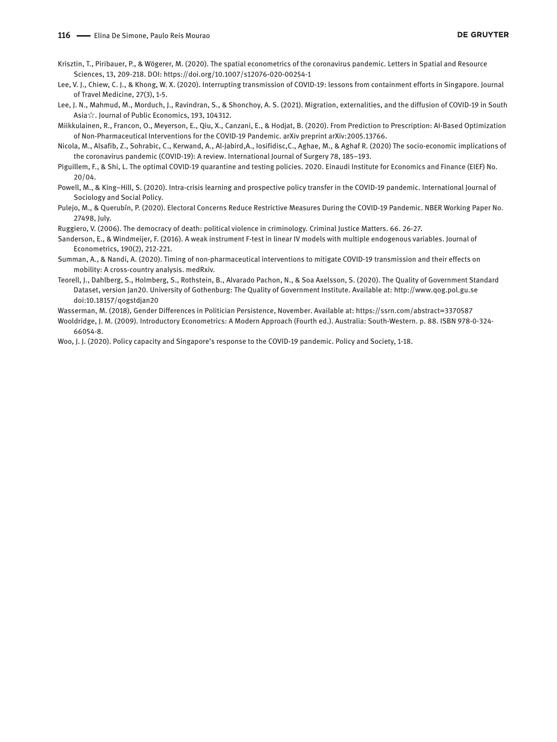Krisztin, T., Piribauer, P., & Wögerer, M. (2020). The spatial econometrics of the coronavirus pandemic. Letters in Spatial and Resource Sciences, 13, 209-218. DOI: https://doi.org/10.1007/s12076-020-00254-1

Lee, V. J., Chiew, C. J., & Khong, W. X. (2020). Interrupting transmission of COVID-19: lessons from containment efforts in Singapore. Journal of Travel Medicine, 27(3), 1-5.

Lee, J. N., Mahmud, M., Morduch, J., Ravindran, S., & Shonchoy, A. S. (2021). Migration, externalities, and the diffusion of COVID-19 in South Asia☆. Journal of Public Economics, 193, 104312.

Miikkulainen, R., Francon, O., Meyerson, E., Qiu, X., Canzani, E., & Hodjat, B. (2020). From Prediction to Prescription: AI-Based Optimization of Non-Pharmaceutical Interventions for the COVID-19 Pandemic. arXiv preprint arXiv:2005.13766.

Nicola, M., Alsafib, Z., Sohrabic, C., Kerwand, A., Al-Jabird,A., Iosifidisc,C., Aghae, M., & Aghaf R. (2020) The socio-economic implications of the coronavirus pandemic (COVID-19): A review. International Journal of Surgery 78, 185–193.

Piguillem, F., & Shi, L. The optimal COVID-19 quarantine and testing policies. 2020. Einaudi Institute for Economics and Finance (EIEF) No. 20/04.

Powell, M., & King–Hill, S. (2020). Intra-crisis learning and prospective policy transfer in the COVID-19 pandemic. International Journal of Sociology and Social Policy.

Pulejo, M., & Querubín, P. (2020). Electoral Concerns Reduce Restrictive Measures During the COVID-19 Pandemic. NBER Working Paper No. 27498, July.

Ruggiero, V. (2006). The democracy of death: political violence in criminology. Criminal Justice Matters. 66. 26-27.

Sanderson, E., & Windmeijer, F. (2016). A weak instrument F-test in linear IV models with multiple endogenous variables. Journal of Econometrics, 190(2), 212-221.

Summan, A., & Nandi, A. (2020). Timing of non-pharmaceutical interventions to mitigate COVID-19 transmission and their effects on mobility: A cross-country analysis. medRxiv.

Teorell, J., Dahlberg, S., Holmberg, S., Rothstein, B., Alvarado Pachon, N., & Soa Axelsson, S. (2020). The Quality of Government Standard Dataset, version Jan20. University of Gothenburg: The Quality of Government Institute. Available at: http://www.qog.pol.gu.se doi:10.18157/qogstdjan20

Wasserman, M. (2018), Gender Differences in Politician Persistence, November. Available at: https://ssrn.com/abstract=3370587

Wooldridge, J. M. (2009). Introductory Econometrics: A Modern Approach (Fourth ed.). Australia: South-Western. p. 88. ISBN 978-0-324-66054-8.

Woo, J. J. (2020). Policy capacity and Singapore's response to the COVID-19 pandemic. Policy and Society, 1-18.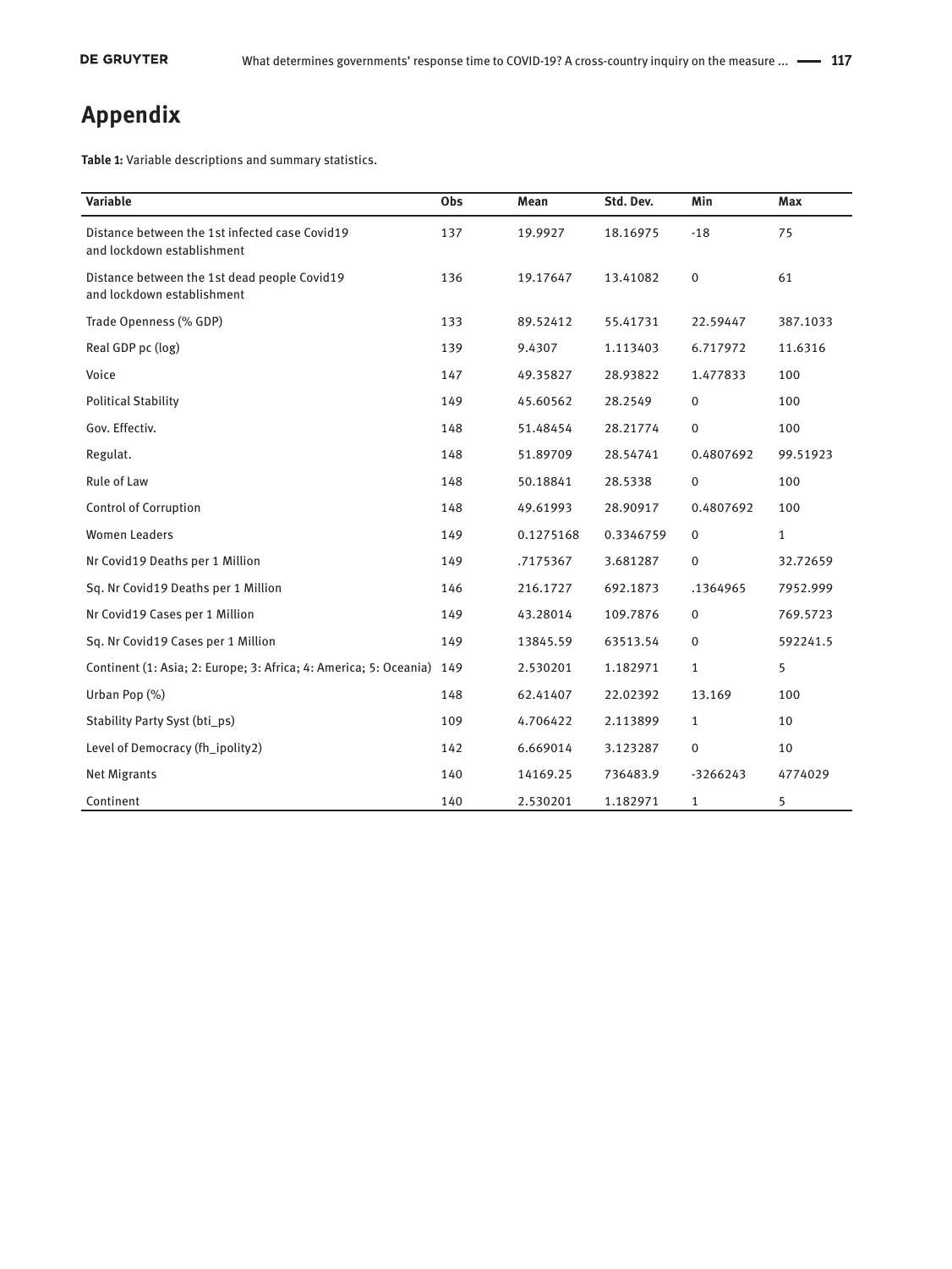# Appendix

**Table 1:** Variable descriptions and summary statistics.

| Variable | Obs | Mean | Std. Dev. | Min | Max |
|---|---|---|---|---|---|
| Distance between the 1st infected case Covid19 and lockdown establishment | 137 | 19.9927 | 18.16975 | -18 | 75 |
| Distance between the 1st dead people Covid19 and lockdown establishment | 136 | 19.17647 | 13.41082 | 0 | 61 |
| Trade Openness (% GDP) | 133 | 89.52412 | 55.41731 | 22.59447 | 387.1033 |
| Real GDP pc (log) | 139 | 9.4307 | 1.113403 | 6.717972 | 11.6316 |
| Voice | 147 | 49.35827 | 28.93822 | 1.477833 | 100 |
| Political Stability | 149 | 45.60562 | 28.2549 | 0 | 100 |
| Gov. Effectiv. | 148 | 51.48454 | 28.21774 | 0 | 100 |
| Regulat. | 148 | 51.89709 | 28.54741 | 0.4807692 | 99.51923 |
| Rule of Law | 148 | 50.18841 | 28.5338 | 0 | 100 |
| Control of Corruption | 148 | 49.61993 | 28.90917 | 0.4807692 | 100 |
| Women Leaders | 149 | 0.1275168 | 0.3346759 | 0 | 1 |
| Nr Covid19 Deaths per 1 Million | 149 | .7175367 | 3.681287 | 0 | 32.72659 |
| Sq. Nr Covid19 Deaths per 1 Million | 146 | 216.1727 | 692.1873 | .1364965 | 7952.999 |
| Nr Covid19 Cases per 1 Million | 149 | 43.28014 | 109.7876 | 0 | 769.5723 |
| Sq. Nr Covid19 Cases per 1 Million | 149 | 13845.59 | 63513.54 | 0 | 592241.5 |
| Continent (1: Asia; 2: Europe; 3: Africa; 4: America; 5: Oceania) | 149 | 2.530201 | 1.182971 | 1 | 5 |
| Urban Pop (%) | 148 | 62.41407 | 22.02392 | 13.169 | 100 |
| Stability Party Syst (bti_ps) | 109 | 4.706422 | 2.113899 | 1 | 10 |
| Level of Democracy (fh_ipolity2) | 142 | 6.669014 | 3.123287 | 0 | 10 |
| Net Migrants | 140 | 14169.25 | 736483.9 | -3266243 | 4774029 |
| Continent | 140 | 2.530201 | 1.182971 | 1 | 5 |